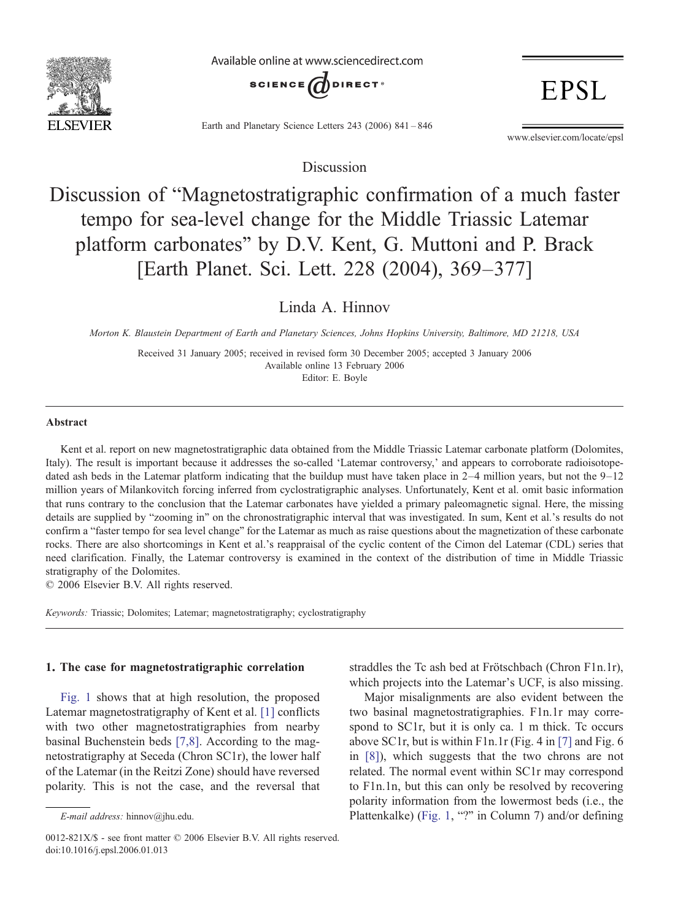Discussion

# Discussion of "Magnetostratigraphic confirmation of a much faster tempo for sea-level change for the Middle Triassic Latemar platform carbonates" by D.V. Kent, G. Muttoni and P. Brack [Earth Planet. Sci. Lett. 228 (2004), 369–377]

Linda A. Hinnov

*Morton K. Blaustein Department of Earth and Planetary Sciences, Johns Hopkins University, Baltimore, MD 21218, USA*

Received 31 January 2005; received in revised form 30 December 2005; accepted 3 January 2006
Available online 13 February 2006
Editor: E. Boyle

## Abstract

Kent et al. report on new magnetostratigraphic data obtained from the Middle Triassic Latemar carbonate platform (Dolomites, Italy). The result is important because it addresses the so-called 'Latemar controversy,' and appears to corroborate radioisotope-dated ash beds in the Latemar platform indicating that the buildup must have taken place in 2–4 million years, but not the 9–12 million years of Milankovitch forcing inferred from cyclostratigraphic analyses. Unfortunately, Kent et al. omit basic information that runs contrary to the conclusion that the Latemar carbonates have yielded a primary paleomagnetic signal. Here, the missing details are supplied by "zooming in" on the chronostratigraphic interval that was investigated. In sum, Kent et al.'s results do not confirm a "faster tempo for sea level change" for the Latemar as much as raise questions about the magnetization of these carbonate rocks. There are also shortcomings in Kent et al.'s reappraisal of the cyclic content of the Cimon del Latemar (CDL) series that need clarification. Finally, the Latemar controversy is examined in the context of the distribution of time in Middle Triassic stratigraphy of the Dolomites.

© 2006 Elsevier B.V. All rights reserved.

*Keywords:* Triassic; Dolomites; Latemar; magnetostratigraphy; cyclostratigraphy

## 1. The case for magnetostratigraphic correlation

Fig. 1 shows that at high resolution, the proposed Latemar magnetostratigraphy of Kent et al. [1] conflicts with two other magnetostratigraphies from nearby basinal Buchenstein beds [7,8]. According to the magnetostratigraphy at Seceda (Chron SC1r), the lower half of the Latemar (in the Reitzi Zone) should have reversed polarity. This is not the case, and the reversal that straddles the Tc ash bed at Frötschbach (Chron F1n.1r), which projects into the Latemar's UCF, is also missing.

Major misalignments are also evident between the two basinal magnetostratigraphies. F1n.1r may correspond to SC1r, but it is only ca. 1 m thick. Tc occurs above SC1r, but is within F1n.1r (Fig. 4 in [7] and Fig. 6 in [8]), which suggests that the two chrons are not related. The normal event within SC1r may correspond to F1n.1n, but this can only be resolved by recovering polarity information from the lowermost beds (i.e., the Plattenkalke) (Fig. 1, "?" in Column 7) and/or defining

E-mail address: hinnov@jhu.edu.

0012-821X/$ - see front matter © 2006 Elsevier B.V. All rights reserved.
doi:10.1016/j.epsl.2006.01.013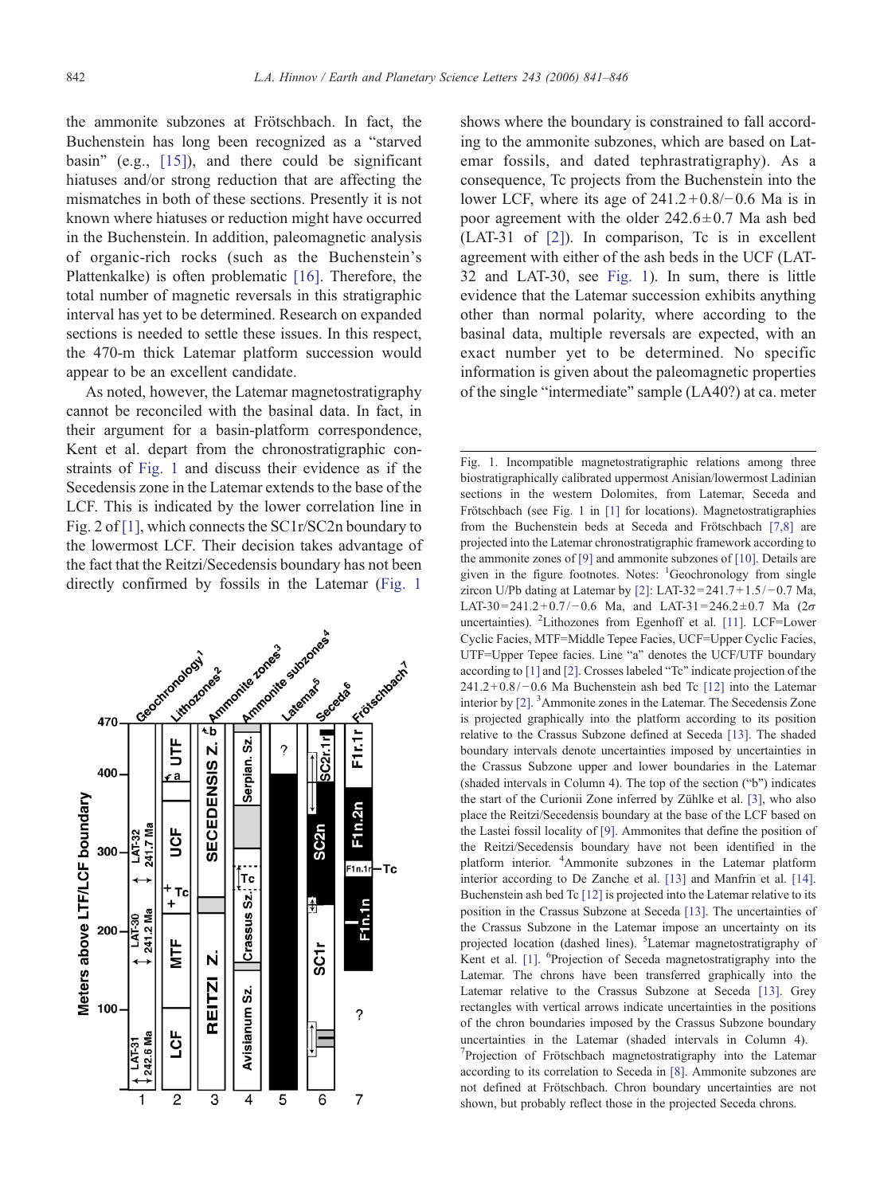the ammonite subzones at Frötschbach. In fact, the Buchenstein has long been recognized as a "starved basin" (e.g., [15]), and there could be significant hiatuses and/or strong reduction that are affecting the mismatches in both of these sections. Presently it is not known where hiatuses or reduction might have occurred in the Buchenstein. In addition, paleomagnetic analysis of organic-rich rocks (such as the Buchenstein's Plattenkalke) is often problematic [16]. Therefore, the total number of magnetic reversals in this stratigraphic interval has yet to be determined. Research on expanded sections is needed to settle these issues. In this respect, the 470-m thick Latemar platform succession would appear to be an excellent candidate.

As noted, however, the Latemar magnetostratigraphy cannot be reconciled with the basinal data. In fact, in their argument for a basin-platform correspondence, Kent et al. depart from the chronostratigraphic constraints of Fig. 1 and discuss their evidence as if the Secedensis zone in the Latemar extends to the base of the LCF. This is indicated by the lower correlation line in Fig. 2 of [1], which connects the SC1r/SC2n boundary to the lowermost LCF. Their decision takes advantage of the fact that the Reitzi/Secedensis boundary has not been directly confirmed by fossils in the Latemar (Fig. 1 shows where the boundary is constrained to fall according to the ammonite subzones, which are based on Latemar fossils, and dated tephrastratigraphy). As a consequence, Tc projects from the Buchenstein into the lower LCF, where its age of 241.2 + 0.8/− 0.6 Ma is in poor agreement with the older 242.6 ± 0.7 Ma ash bed (LAT-31 of [2]). In comparison, Tc is in excellent agreement with either of the ash beds in the UCF (LAT-32 and LAT-30, see Fig. 1). In sum, there is little evidence that the Latemar succession exhibits anything other than normal polarity, where according to the basinal data, multiple reversals are expected, with an exact number yet to be determined. No specific information is given about the paleomagnetic properties of the single "intermediate" sample (LA40?) at ca. meter

Fig. 1. Incompatible magnetostratigraphic relations among three biostratigraphically calibrated uppermost Anisian/lowermost Ladinian sections in the western Dolomites, from Latemar, Seceda and Frötschbach (see Fig. 1 in [1] for locations). Magnetostratigraphies from the Buchenstein beds at Seceda and Frötschbach [7,8] are projected into the Latemar chronostratigraphic framework according to the ammonite zones of [9] and ammonite subzones of [10]. Details are given in the figure footnotes. Notes: [1]Geochronology from single zircon U/Pb dating at Latemar by [2]: LAT-32 = 241.7 + 1.5/− 0.7 Ma, LAT-30 = 241.2 + 0.7/− 0.6 Ma, and LAT-31 = 246.2 ± 0.7 Ma (2$\sigma$ uncertainties). [2]Lithozones from Egenhoff et al. [11]. LCF = Lower Cyclic Facies, MTF = Middle Tepee Facies, UCF = Upper Cyclic Facies, UTF = Upper Tepee facies. Line "a" denotes the UCF/UTF boundary according to [1] and [2]. Crosses labeled "Tc" indicate projection of the 241.2 + 0.8/− 0.6 Ma Buchenstein ash bed Tc [12] into the Latemar interior by [2]. [3]Ammonite zones in the Latemar. The Secedensis Zone is projected graphically into the platform according to its position relative to the Crassus Subzone defined at Seceda [13]. The shaded boundary intervals denote uncertainties imposed by uncertainties in the Crassus Subzone upper and lower boundaries in the Latemar (shaded intervals in Column 4). The top of the section ("b") indicates the start of the Curionii Zone inferred by Zühlke et al. [3], who also place the Reitzi/Secedensis boundary at the base of the LCF based on the Lastei fossil locality of [9]. Ammonites that define the position of the Reitzi/Secedensis boundary have not been identified in the platform interior. [4]Ammonite subzones in the Latemar platform interior according to De Zanche et al. [13] and Manfrin et al. [14]. Buchenstein ash bed Tc [12] is projected into the Latemar relative to its position in the Crassus Subzone at Seceda [13]. The uncertainties of the Crassus Subzone in the Latemar impose an uncertainty on its projected location (dashed lines). [5]Latemar magnetostratigraphy of Kent et al. [1]. [6]Projection of Seceda magnetostratigraphy into the Latemar. The chrons have been transferred graphically into the Latemar relative to the Crassus Subzone at Seceda [13]. Grey rectangles with vertical arrows indicate uncertainties in the positions of the chron boundaries imposed by the Crassus Subzone boundary uncertainties in the Latemar (shaded intervals in Column 4). [7]Projection of Frötschbach magnetostratigraphy into the Latemar according to its correlation to Seceda in [8]. Ammonite subzones are not defined at Frötschbach. Chron boundary uncertainties are not shown, but probably reflect those in the projected Seceda chrons.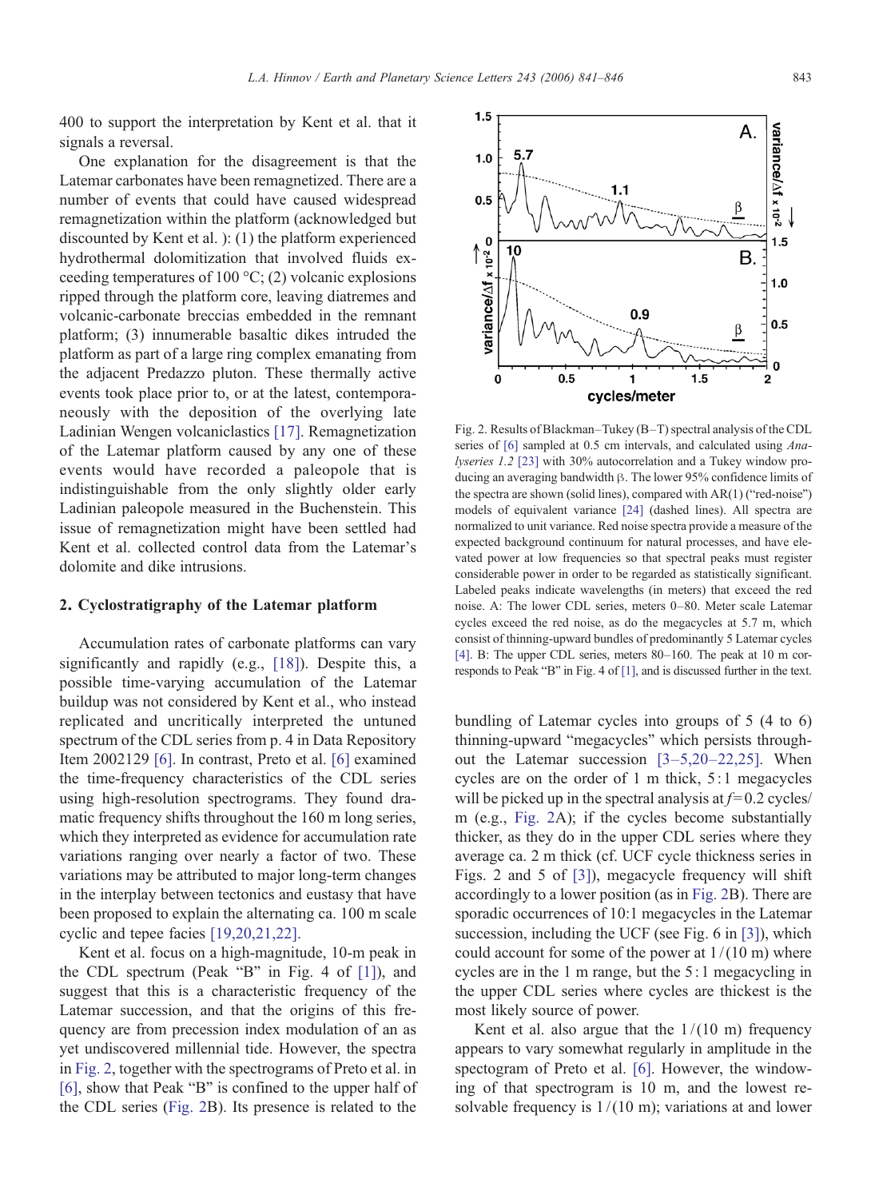400 to support the interpretation by Kent et al. that it signals a reversal.

One explanation for the disagreement is that the Latemar carbonates have been remagnetized. There are a number of events that could have caused widespread remagnetization within the platform (acknowledged but discounted by Kent et al. ): (1) the platform experienced hydrothermal dolomitization that involved fluids exceeding temperatures of 100 °C; (2) volcanic explosions ripped through the platform core, leaving diatremes and volcanic-carbonate breccias embedded in the remnant platform; (3) innumerable basaltic dikes intruded the platform as part of a large ring complex emanating from the adjacent Predazzo pluton. These thermally active events took place prior to, or at the latest, contemporaneously with the deposition of the overlying late Ladinian Wengen volcaniclastics [17]. Remagnetization of the Latemar platform caused by any one of these events would have recorded a paleopole that is indistinguishable from the only slightly older early Ladinian paleopole measured in the Buchenstein. This issue of remagnetization might have been settled had Kent et al. collected control data from the Latemar's dolomite and dike intrusions.

## 2. Cyclostratigraphy of the Latemar platform

Accumulation rates of carbonate platforms can vary significantly and rapidly (e.g., [18]). Despite this, a possible time-varying accumulation of the Latemar buildup was not considered by Kent et al., who instead replicated and uncritically interpreted the untuned spectrum of the CDL series from p. 4 in Data Repository Item 2002129 [6]. In contrast, Preto et al. [6] examined the time-frequency characteristics of the CDL series using high-resolution spectrograms. They found dramatic frequency shifts throughout the 160 m long series, which they interpreted as evidence for accumulation rate variations ranging over nearly a factor of two. These variations may be attributed to major long-term changes in the interplay between tectonics and eustasy that have been proposed to explain the alternating ca. 100 m scale cyclic and tepee facies [19,20,21,22].

Kent et al. focus on a high-magnitude, 10-m peak in the CDL spectrum (Peak "B" in Fig. 4 of [1]), and suggest that this is a characteristic frequency of the Latemar succession, and that the origins of this frequency are from precession index modulation of an as yet undiscovered millennial tide. However, the spectra in Fig. 2, together with the spectrograms of Preto et al. in [6], show that Peak "B" is confined to the upper half of the CDL series (Fig. 2B). Its presence is related to the bundling of Latemar cycles into groups of 5 (4 to 6) thinning-upward "megacycles" which persists throughout the Latemar succession [3–5,20–22,25]. When cycles are on the order of 1 m thick, 5 : 1 megacycles will be picked up in the spectral analysis at $f = 0.2$ cycles/m (e.g., Fig. 2A); if the cycles become substantially thicker, as they do in the upper CDL series where they average ca. 2 m thick (cf. UCF cycle thickness series in Figs. 2 and 5 of [3]), megacycle frequency will shift accordingly to a lower position (as in Fig. 2B). There are sporadic occurrences of 10:1 megacycles in the Latemar succession, including the UCF (see Fig. 6 in [3]), which could account for some of the power at 1 / (10 m) where cycles are in the 1 m range, but the 5 : 1 megacycling in the upper CDL series where cycles are thickest is the most likely source of power.

Kent et al. also argue that the 1 / (10 m) frequency appears to vary somewhat regularly in amplitude in the spectogram of Preto et al. [6]. However, the windowing of that spectrogram is 10 m, and the lowest resolvable frequency is 1 / (10 m); variations at and lower

Fig. 2. Results of Blackman–Tukey (B–T) spectral analysis of the CDL series of [6] sampled at 0.5 cm intervals, and calculated using *Analyseries 1.2* [23] with 30% autocorrelation and a Tukey window producing an averaging bandwidth β. The lower 95% confidence limits of the spectra are shown (solid lines), compared with AR(1) ("red-noise") models of equivalent variance [24] (dashed lines). All spectra are normalized to unit variance. Red noise spectra provide a measure of the expected background continuum for natural processes, and have elevated power at low frequencies so that spectral peaks must register considerable power in order to be regarded as statistically significant. Labeled peaks indicate wavelengths (in meters) that exceed the red noise. A: The lower CDL series, meters 0–80. Meter scale Latemar cycles exceed the red noise, as do the megacycles at 5.7 m, which consist of thinning-upward bundles of predominantly 5 Latemar cycles [4]. B: The upper CDL series, meters 80–160. The peak at 10 m corresponds to Peak "B" in Fig. 4 of [1], and is discussed further in the text.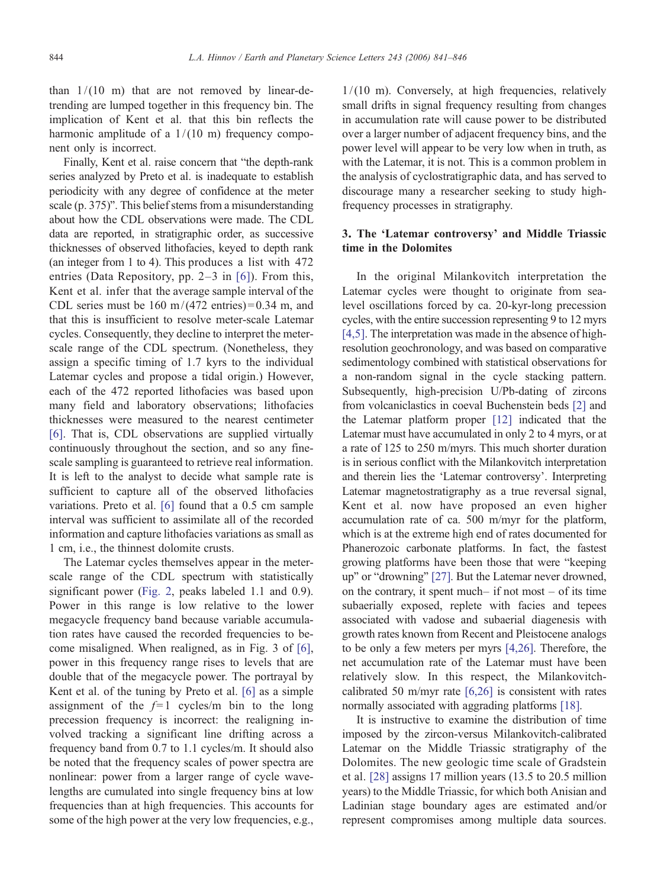than $1/(10 \text{ m})$ that are not removed by linear-detrending are lumped together in this frequency bin. The implication of Kent et al. that this bin reflects the harmonic amplitude of a $1/(10 \text{ m})$ frequency component only is incorrect.

Finally, Kent et al. raise concern that "the depth-rank series analyzed by Preto et al. is inadequate to establish periodicity with any degree of confidence at the meter scale (p. 375)". This belief stems from a misunderstanding about how the CDL observations were made. The CDL data are reported, in stratigraphic order, as successive thicknesses of observed lithofacies, keyed to depth rank (an integer from 1 to 4). This produces a list with 472 entries (Data Repository, pp. 2–3 in [6]). From this, Kent et al. infer that the average sample interval of the CDL series must be $160 \text{ m}/(472 \text{ entries}) = 0.34 \text{ m}$, and that this is insufficient to resolve meter-scale Latemar cycles. Consequently, they decline to interpret the meter-scale range of the CDL spectrum. (Nonetheless, they assign a specific timing of 1.7 kyrs to the individual Latemar cycles and propose a tidal origin.) However, each of the 472 reported lithofacies was based upon many field and laboratory observations; lithofacies thicknesses were measured to the nearest centimeter [6]. That is, CDL observations are supplied virtually continuously throughout the section, and so any fine-scale sampling is guaranteed to retrieve real information. It is left to the analyst to decide what sample rate is sufficient to capture all of the observed lithofacies variations. Preto et al. [6] found that a 0.5 cm sample interval was sufficient to assimilate all of the recorded information and capture lithofacies variations as small as 1 cm, i.e., the thinnest dolomite crusts.

The Latemar cycles themselves appear in the meter-scale range of the CDL spectrum with statistically significant power (Fig. 2, peaks labeled 1.1 and 0.9). Power in this range is low relative to the lower megacycle frequency band because variable accumulation rates have caused the recorded frequencies to become misaligned. When realigned, as in Fig. 3 of [6], power in this frequency range rises to levels that are double that of the megacycle power. The portrayal by Kent et al. of the tuning by Preto et al. [6] as a simple assignment of the $f = 1$ cycles/m bin to the long precession frequency is incorrect: the realigning involved tracking a significant line drifting across a frequency band from 0.7 to 1.1 cycles/m. It should also be noted that the frequency scales of power spectra are nonlinear: power from a larger range of cycle wavelengths are cumulated into single frequency bins at low frequencies than at high frequencies. This accounts for some of the high power at the very low frequencies, e.g., $1/(10 \text{ m})$. Conversely, at high frequencies, relatively small drifts in signal frequency resulting from changes in accumulation rate will cause power to be distributed over a larger number of adjacent frequency bins, and the power level will appear to be very low when in truth, as with the Latemar, it is not. This is a common problem in the analysis of cyclostratigraphic data, and has served to discourage many a researcher seeking to study high-frequency processes in stratigraphy.

## 3. The 'Latemar controversy' and Middle Triassic time in the Dolomites

In the original Milankovitch interpretation the Latemar cycles were thought to originate from sea-level oscillations forced by ca. 20-kyr-long precession cycles, with the entire succession representing 9 to 12 myrs [4,5]. The interpretation was made in the absence of high-resolution geochronology, and was based on comparative sedimentology combined with statistical observations for a non-random signal in the cycle stacking pattern. Subsequently, high-precision U/Pb-dating of zircons from volcaniclastics in coeval Buchenstein beds [2] and the Latemar platform proper [12] indicated that the Latemar must have accumulated in only 2 to 4 myrs, or at a rate of 125 to 250 m/myrs. This much shorter duration is in serious conflict with the Milankovitch interpretation and therein lies the 'Latemar controversy'. Interpreting Latemar magnetostratigraphy as a true reversal signal, Kent et al. now have proposed an even higher accumulation rate of ca. 500 m/myr for the platform, which is at the extreme high end of rates documented for Phanerozoic carbonate platforms. In fact, the fastest growing platforms have been those that were "keeping up" or "drowning" [27]. But the Latemar never drowned, on the contrary, it spent much– if not most – of its time subaerially exposed, replete with facies and tepees associated with vadose and subaerial diagenesis with growth rates known from Recent and Pleistocene analogs to be only a few meters per myrs [4,26]. Therefore, the net accumulation rate of the Latemar must have been relatively slow. In this respect, the Milankovitch-calibrated 50 m/myr rate [6,26] is consistent with rates normally associated with aggrading platforms [18].

It is instructive to examine the distribution of time imposed by the zircon-versus Milankovitch-calibrated Latemar on the Middle Triassic stratigraphy of the Dolomites. The new geologic time scale of Gradstein et al. [28] assigns 17 million years (13.5 to 20.5 million years) to the Middle Triassic, for which both Anisian and Ladinian stage boundary ages are estimated and/or represent compromises among multiple data sources.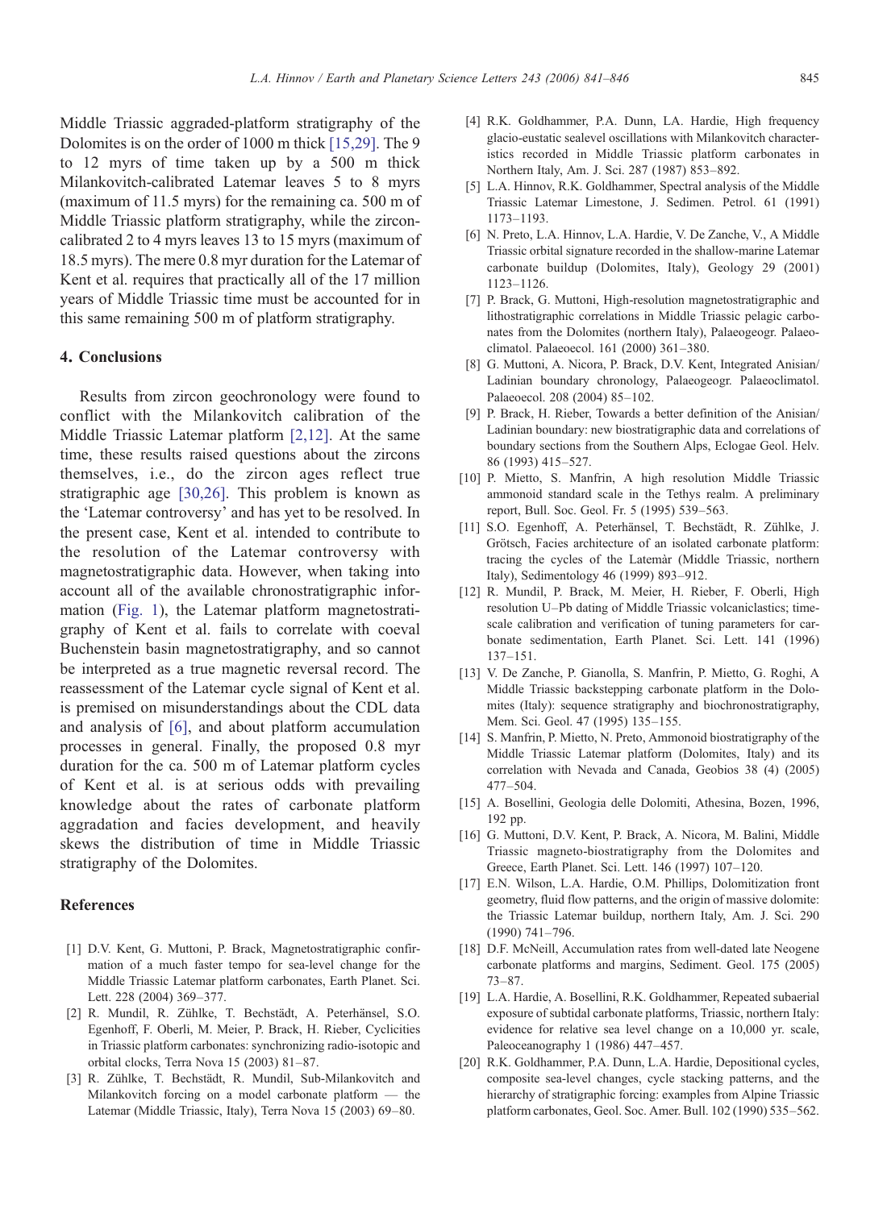Middle Triassic aggraded-platform stratigraphy of the Dolomites is on the order of 1000 m thick [15,29]. The 9 to 12 myrs of time taken up by a 500 m thick Milankovitch-calibrated Latemar leaves 5 to 8 myrs (maximum of 11.5 myrs) for the remaining ca. 500 m of Middle Triassic platform stratigraphy, while the zircon-calibrated 2 to 4 myrs leaves 13 to 15 myrs (maximum of 18.5 myrs). The mere 0.8 myr duration for the Latemar of Kent et al. requires that practically all of the 17 million years of Middle Triassic time must be accounted for in this same remaining 500 m of platform stratigraphy.

## 4. Conclusions

Results from zircon geochronology were found to conflict with the Milankovitch calibration of the Middle Triassic Latemar platform [2,12]. At the same time, these results raised questions about the zircons themselves, i.e., do the zircon ages reflect true stratigraphic age [30,26]. This problem is known as the 'Latemar controversy' and has yet to be resolved. In the present case, Kent et al. intended to contribute to the resolution of the Latemar controversy with magnetostratigraphic data. However, when taking into account all of the available chronostratigraphic information (Fig. 1), the Latemar platform magnetostratigraphy of Kent et al. fails to correlate with coeval Buchenstein basin magnetostratigraphy, and so cannot be interpreted as a true magnetic reversal record. The reassessment of the Latemar cycle signal of Kent et al. is premised on misunderstandings about the CDL data and analysis of [6], and about platform accumulation processes in general. Finally, the proposed 0.8 myr duration for the ca. 500 m of Latemar platform cycles of Kent et al. is at serious odds with prevailing knowledge about the rates of carbonate platform aggradation and facies development, and heavily skews the distribution of time in Middle Triassic stratigraphy of the Dolomites.

## References

[1] D.V. Kent, G. Muttoni, P. Brack, Magnetostratigraphic confirmation of a much faster tempo for sea-level change for the Middle Triassic Latemar platform carbonates, Earth Planet. Sci. Lett. 228 (2004) 369–377.

[2] R. Mundil, R. Zühlke, T. Bechstädt, A. Peterhänsel, S.O. Egenhoff, F. Oberli, M. Meier, P. Brack, H. Rieber, Cyclicities in Triassic platform carbonates: synchronizing radio-isotopic and orbital clocks, Terra Nova 15 (2003) 81–87.

[3] R. Zühlke, T. Bechstädt, R. Mundil, Sub-Milankovitch and Milankovitch forcing on a model carbonate platform — the Latemar (Middle Triassic, Italy), Terra Nova 15 (2003) 69–80.

[4] R.K. Goldhammer, P.A. Dunn, LA. Hardie, High frequency glacio-eustatic sealevel oscillations with Milankovitch characteristics recorded in Middle Triassic platform carbonates in Northern Italy, Am. J. Sci. 287 (1987) 853–892.

[5] L.A. Hinnov, R.K. Goldhammer, Spectral analysis of the Middle Triassic Latemar Limestone, J. Sedimen. Petrol. 61 (1991) 1173–1193.

[6] N. Preto, L.A. Hinnov, L.A. Hardie, V. De Zanche, V., A Middle Triassic orbital signature recorded in the shallow-marine Latemar carbonate buildup (Dolomites, Italy), Geology 29 (2001) 1123–1126.

[7] P. Brack, G. Muttoni, High-resolution magnetostratigraphic and lithostratigraphic correlations in Middle Triassic pelagic carbonates from the Dolomites (northern Italy), Palaeogeogr. Palaeoclimatol. Palaeoecol. 161 (2000) 361–380.

[8] G. Muttoni, A. Nicora, P. Brack, D.V. Kent, Integrated Anisian/Ladinian boundary chronology, Palaeogeogr. Palaeoclimatol. Palaeoecol. 208 (2004) 85–102.

[9] P. Brack, H. Rieber, Towards a better definition of the Anisian/Ladinian boundary: new biostratigraphic data and correlations of boundary sections from the Southern Alps, Eclogae Geol. Helv. 86 (1993) 415–527.

[10] P. Mietto, S. Manfrin, A high resolution Middle Triassic ammonoid standard scale in the Tethys realm. A preliminary report, Bull. Soc. Geol. Fr. 5 (1995) 539–563.

[11] S.O. Egenhoff, A. Peterhänsel, T. Bechstädt, R. Zühlke, J. Grötsch, Facies architecture of an isolated carbonate platform: tracing the cycles of the Latemàr (Middle Triassic, northern Italy), Sedimentology 46 (1999) 893–912.

[12] R. Mundil, P. Brack, M. Meier, H. Rieber, F. Oberli, High resolution U–Pb dating of Middle Triassic volcaniclastics; time-scale calibration and verification of tuning parameters for carbonate sedimentation, Earth Planet. Sci. Lett. 141 (1996) 137–151.

[13] V. De Zanche, P. Gianolla, S. Manfrin, P. Mietto, G. Roghi, A Middle Triassic backstepping carbonate platform in the Dolomites (Italy): sequence stratigraphy and biochronostratigraphy, Mem. Sci. Geol. 47 (1995) 135–155.

[14] S. Manfrin, P. Mietto, N. Preto, Ammonoid biostratigraphy of the Middle Triassic Latemar platform (Dolomites, Italy) and its correlation with Nevada and Canada, Geobios 38 (4) (2005) 477–504.

[15] A. Bosellini, Geologia delle Dolomiti, Athesina, Bozen, 1996, 192 pp.

[16] G. Muttoni, D.V. Kent, P. Brack, A. Nicora, M. Balini, Middle Triassic magneto-biostratigraphy from the Dolomites and Greece, Earth Planet. Sci. Lett. 146 (1997) 107–120.

[17] E.N. Wilson, L.A. Hardie, O.M. Phillips, Dolomitization front geometry, fluid flow patterns, and the origin of massive dolomite: the Triassic Latemar buildup, northern Italy, Am. J. Sci. 290 (1990) 741–796.

[18] D.F. McNeill, Accumulation rates from well-dated late Neogene carbonate platforms and margins, Sediment. Geol. 175 (2005) 73–87.

[19] L.A. Hardie, A. Bosellini, R.K. Goldhammer, Repeated subaerial exposure of subtidal carbonate platforms, Triassic, northern Italy: evidence for relative sea level change on a 10,000 yr. scale, Paleoceanography 1 (1986) 447–457.

[20] R.K. Goldhammer, P.A. Dunn, L.A. Hardie, Depositional cycles, composite sea-level changes, cycle stacking patterns, and the hierarchy of stratigraphic forcing: examples from Alpine Triassic platform carbonates, Geol. Soc. Amer. Bull. 102 (1990) 535–562.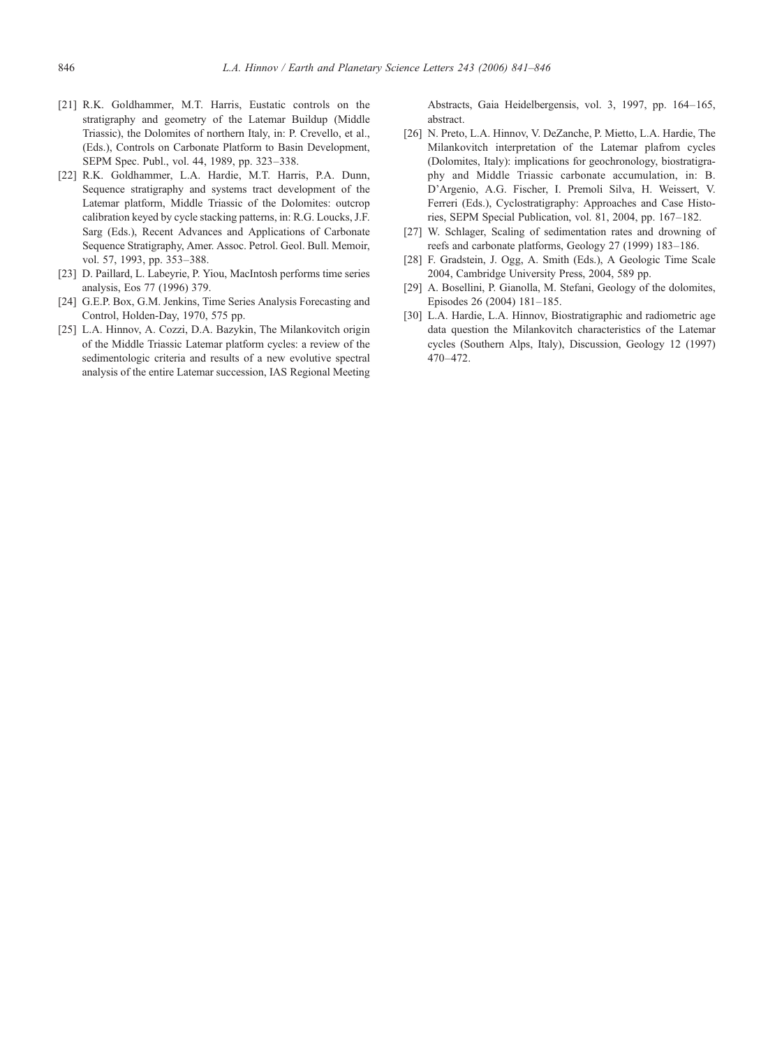[21] R.K. Goldhammer, M.T. Harris, Eustatic controls on the stratigraphy and geometry of the Latemar Buildup (Middle Triassic), the Dolomites of northern Italy, in: P. Crevello, et al., (Eds.), Controls on Carbonate Platform to Basin Development, SEPM Spec. Publ., vol. 44, 1989, pp. 323–338.

[22] R.K. Goldhammer, L.A. Hardie, M.T. Harris, P.A. Dunn, Sequence stratigraphy and systems tract development of the Latemar platform, Middle Triassic of the Dolomites: outcrop calibration keyed by cycle stacking patterns, in: R.G. Loucks, J.F. Sarg (Eds.), Recent Advances and Applications of Carbonate Sequence Stratigraphy, Amer. Assoc. Petrol. Geol. Bull. Memoir, vol. 57, 1993, pp. 353–388.

[23] D. Paillard, L. Labeyrie, P. Yiou, MacIntosh performs time series analysis, Eos 77 (1996) 379.

[24] G.E.P. Box, G.M. Jenkins, Time Series Analysis Forecasting and Control, Holden-Day, 1970, 575 pp.

[25] L.A. Hinnov, A. Cozzi, D.A. Bazykin, The Milankovitch origin of the Middle Triassic Latemar platform cycles: a review of the sedimentologic criteria and results of a new evolutive spectral analysis of the entire Latemar succession, IAS Regional Meeting Abstracts, Gaia Heidelbergensis, vol. 3, 1997, pp. 164–165, abstract.

[26] N. Preto, L.A. Hinnov, V. DeZanche, P. Mietto, L.A. Hardie, The Milankovitch interpretation of the Latemar plafrom cycles (Dolomites, Italy): implications for geochronology, biostratigraphy and Middle Triassic carbonate accumulation, in: B. D'Argenio, A.G. Fischer, I. Premoli Silva, H. Weissert, V. Ferreri (Eds.), Cyclostratigraphy: Approaches and Case Histories, SEPM Special Publication, vol. 81, 2004, pp. 167–182.

[27] W. Schlager, Scaling of sedimentation rates and drowning of reefs and carbonate platforms, Geology 27 (1999) 183–186.

[28] F. Gradstein, J. Ogg, A. Smith (Eds.), A Geologic Time Scale 2004, Cambridge University Press, 2004, 589 pp.

[29] A. Bosellini, P. Gianolla, M. Stefani, Geology of the dolomites, Episodes 26 (2004) 181–185.

[30] L.A. Hardie, L.A. Hinnov, Biostratigraphic and radiometric age data question the Milankovitch characteristics of the Latemar cycles (Southern Alps, Italy), Discussion, Geology 12 (1997) 470–472.